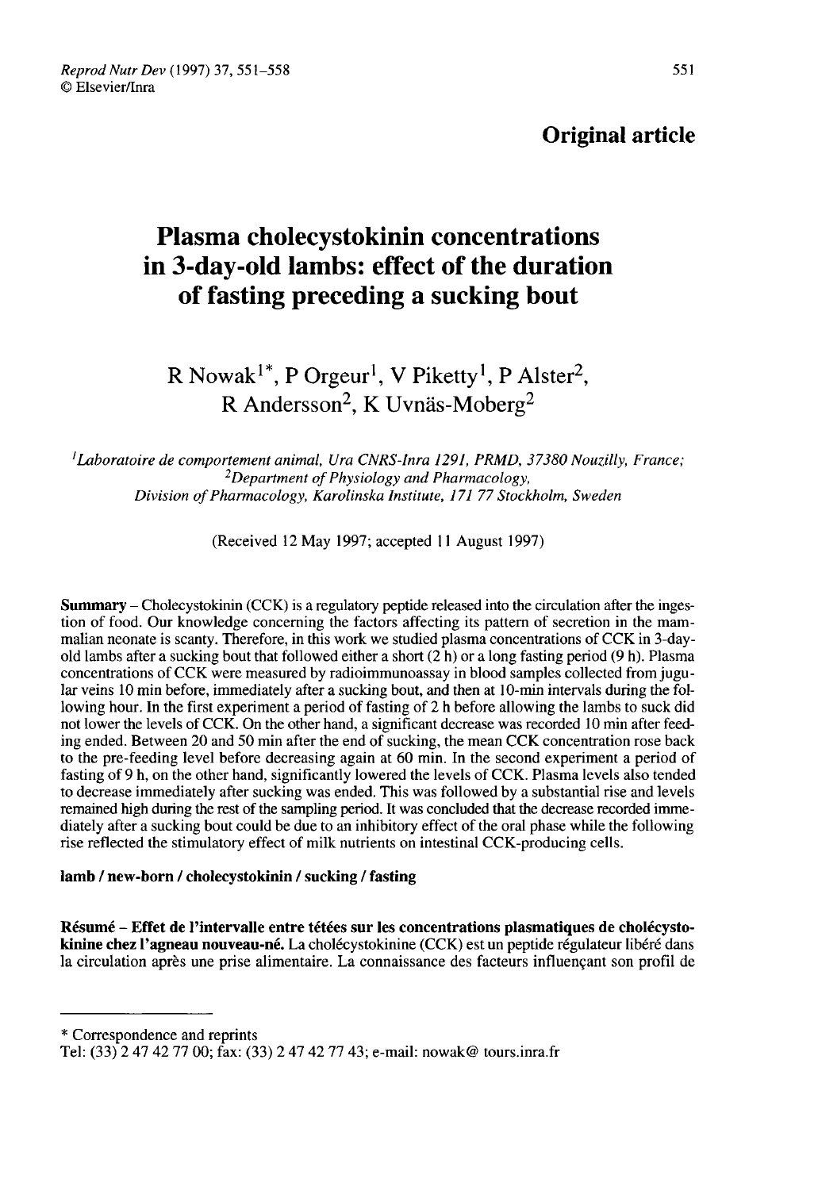**Original article**

# Plasma cholecystokinin concentrations in 3-day-old lambs: effect of the duration of fasting preceding a sucking bout

R Nowak[1*], P Orgeur[1], V Piketty[1], P Alster[2], R Andersson[2], K Uvnäs-Moberg[2]

[1]*Laboratoire de comportement animal, Ura CNRS-Inra 1291, PRMD, 37380 Nouzilly, France;*
[2]*Department of Physiology and Pharmacology, Division of Pharmacology, Karolinska Institute, 171 77 Stockholm, Sweden*

(Received 12 May 1997; accepted 11 August 1997)

**Summary** – Cholecystokinin (CCK) is a regulatory peptide released into the circulation after the ingestion of food. Our knowledge concerning the factors affecting its pattern of secretion in the mammalian neonate is scanty. Therefore, in this work we studied plasma concentrations of CCK in 3-day-old lambs after a sucking bout that followed either a short (2 h) or a long fasting period (9 h). Plasma concentrations of CCK were measured by radioimmunoassay in blood samples collected from jugular veins 10 min before, immediately after a sucking bout, and then at 10-min intervals during the following hour. In the first experiment a period of fasting of 2 h before allowing the lambs to suck did not lower the levels of CCK. On the other hand, a significant decrease was recorded 10 min after feeding ended. Between 20 and 50 min after the end of sucking, the mean CCK concentration rose back to the pre-feeding level before decreasing again at 60 min. In the second experiment a period of fasting of 9 h, on the other hand, significantly lowered the levels of CCK. Plasma levels also tended to decrease immediately after sucking was ended. This was followed by a substantial rise and levels remained high during the rest of the sampling period. It was concluded that the decrease recorded immediately after a sucking bout could be due to an inhibitory effect of the oral phase while the following rise reflected the stimulatory effect of milk nutrients on intestinal CCK-producing cells.

**lamb / new-born / cholecystokinin / sucking / fasting**

**Résumé** – **Effet de l'intervalle entre tétées sur les concentrations plasmatiques de cholécystokinine chez l'agneau nouveau-né.** La cholécystokinine (CCK) est un peptide régulateur libéré dans la circulation après une prise alimentaire. La connaissance des facteurs influençant son profil de

---

\* Correspondence and reprints
Tel: (33) 2 47 42 77 00; fax: (33) 2 47 42 77 43; e-mail: nowak@ tours.inra.fr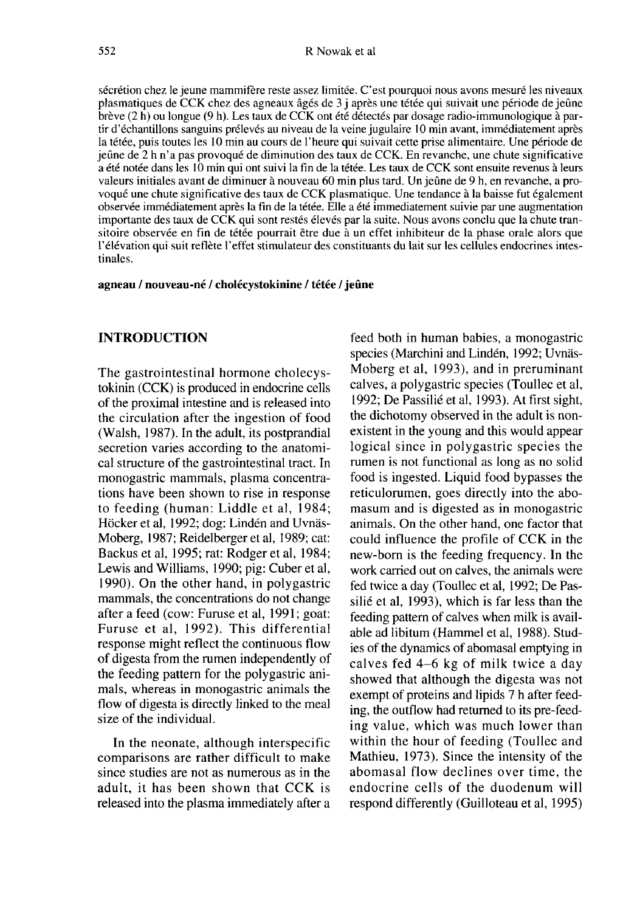sécrétion chez le jeune mammifère reste assez limitée. C'est pourquoi nous avons mesuré les niveaux plasmatiques de CCK chez des agneaux âgés de 3 j après une tétée qui suivait une période de jeûne brève (2 h) ou longue (9 h). Les taux de CCK ont été détectés par dosage radio-immunologique à partir d'échantillons sanguins prélevés au niveau de la veine jugulaire 10 min avant, immédiatement après la tétée, puis toutes les 10 min au cours de l'heure qui suivait cette prise alimentaire. Une période de jeûne de 2 h n'a pas provoqué de diminution des taux de CCK. En revanche, une chute significative a été notée dans les 10 min qui ont suivi la fin de la tétée. Les taux de CCK sont ensuite revenus à leurs valeurs initiales avant de diminuer à nouveau 60 min plus tard. Un jeûne de 9 h, en revanche, a provoqué une chute significative des taux de CCK plasmatique. Une tendance à la baisse fut également observée immédiatement après la fin de la tétée. Elle a été immédiatement suivie par une augmentation importante des taux de CCK qui sont restés élevés par la suite. Nous avons conclu que la chute transitoire observée en fin de tétée pourrait être due à un effet inhibiteur de la phase orale alors que l'élévation qui suit reflète l'effet stimulateur des constituants du lait sur les cellules endocrines intestinales.

**agneau / nouveau-né / cholécystokinine / tétée / jeûne**

## INTRODUCTION

The gastrointestinal hormone cholecystokinin (CCK) is produced in endocrine cells of the proximal intestine and is released into the circulation after the ingestion of food (Walsh, 1987). In the adult, its postprandial secretion varies according to the anatomical structure of the gastrointestinal tract. In monogastric mammals, plasma concentrations have been shown to rise in response to feeding (human: Liddle et al, 1984; Höcker et al, 1992; dog: Lindén and Uvnäs-Moberg, 1987; Reidelberger et al, 1989; cat: Backus et al, 1995; rat: Rodger et al, 1984; Lewis and Williams, 1990; pig: Cuber et al, 1990). On the other hand, in polygastric mammals, the concentrations do not change after a feed (cow: Furuse et al, 1991; goat: Furuse et al, 1992). This differential response might reflect the continuous flow of digesta from the rumen independently of the feeding pattern for the polygastric animals, whereas in monogastric animals the flow of digesta is directly linked to the meal size of the individual.

In the neonate, although interspecific comparisons are rather difficult to make since studies are not as numerous as in the adult, it has been shown that CCK is released into the plasma immediately after a feed both in human babies, a monogastric species (Marchini and Lindén, 1992; Uvnäs-Moberg et al, 1993), and in preruminant calves, a polygastric species (Toullec et al, 1992; De Passilié et al, 1993). At first sight, the dichotomy observed in the adult is nonexistent in the young and this would appear logical since in polygastric species the rumen is not functional as long as no solid food is ingested. Liquid food bypasses the reticulorumen, goes directly into the abomasum and is digested as in monogastric animals. On the other hand, one factor that could influence the profile of CCK in the new-born is the feeding frequency. In the work carried out on calves, the animals were fed twice a day (Toullec et al, 1992; De Passilié et al, 1993), which is far less than the feeding pattern of calves when milk is available ad libitum (Hammel et al, 1988). Studies of the dynamics of abomasal emptying in calves fed 4–6 kg of milk twice a day showed that although the digesta was not exempt of proteins and lipids 7 h after feeding, the outflow had returned to its pre-feeding value, which was much lower than within the hour of feeding (Toullec and Mathieu, 1973). Since the intensity of the abomasal flow declines over time, the endocrine cells of the duodenum will respond differently (Guilloteau et al, 1995)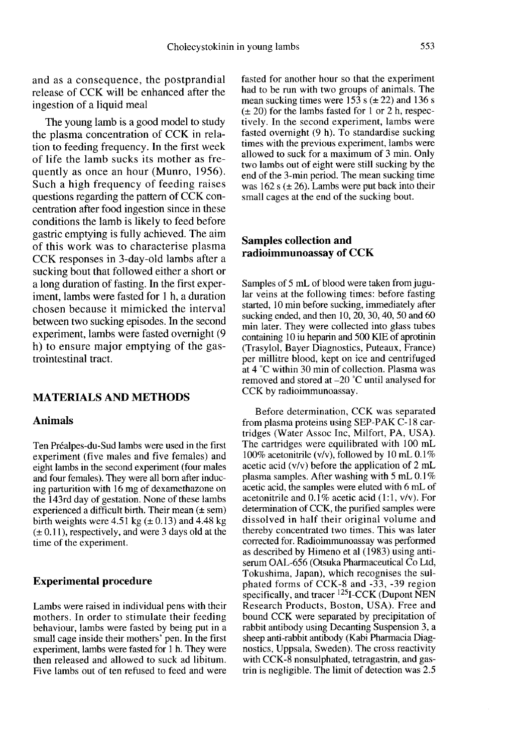and as a consequence, the postprandial release of CCK will be enhanced after the ingestion of a liquid meal

The young lamb is a good model to study the plasma concentration of CCK in relation to feeding frequency. In the first week of life the lamb sucks its mother as frequently as once an hour (Munro, 1956). Such a high frequency of feeding raises questions regarding the pattern of CCK concentration after food ingestion since in these conditions the lamb is likely to feed before gastric emptying is fully achieved. The aim of this work was to characterise plasma CCK responses in 3-day-old lambs after a sucking bout that followed either a short or a long duration of fasting. In the first experiment, lambs were fasted for 1 h, a duration chosen because it mimicked the interval between two sucking episodes. In the second experiment, lambs were fasted overnight (9 h) to ensure major emptying of the gastrointestinal tract.

## MATERIALS AND METHODS

### Animals

Ten Préalpes-du-Sud lambs were used in the first experiment (five males and five females) and eight lambs in the second experiment (four males and four females). They were all born after inducing parturition with 16 mg of dexamethazone on the 143rd day of gestation. None of these lambs experienced a difficult birth. Their mean (± sem) birth weights were 4.51 kg (± 0.13) and 4.48 kg (± 0.11), respectively, and were 3 days old at the time of the experiment.

### Experimental procedure

Lambs were raised in individual pens with their mothers. In order to stimulate their feeding behaviour, lambs were fasted by being put in a small cage inside their mothers' pen. In the first experiment, lambs were fasted for 1 h. They were then released and allowed to suck ad libitum. Five lambs out of ten refused to feed and were fasted for another hour so that the experiment had to be run with two groups of animals. The mean sucking times were 153 s (± 22) and 136 s (± 20) for the lambs fasted for 1 or 2 h, respectively. In the second experiment, lambs were fasted overnight (9 h). To standardise sucking times with the previous experiment, lambs were allowed to suck for a maximum of 3 min. Only two lambs out of eight were still sucking by the end of the 3-min period. The mean sucking time was 162 s (± 26). Lambs were put back into their small cages at the end of the sucking bout.

### Samples collection and radioimmunoassay of CCK

Samples of 5 mL of blood were taken from jugular veins at the following times: before fasting started, 10 min before sucking, immediately after sucking ended, and then 10, 20, 30, 40, 50 and 60 min later. They were collected into glass tubes containing 10 iu heparin and 500 KIE of aprotinin (Trasylol, Bayer Diagnostics, Puteaux, France) per millitre blood, kept on ice and centrifuged at 4 °C within 30 min of collection. Plasma was removed and stored at –20 °C until analysed for CCK by radioimmunoassay.

Before determination, CCK was separated from plasma proteins using SEP-PAK C-18 cartridges (Water Assoc Inc, Milfort, PA, USA). The cartridges were equilibrated with 100 mL 100% acetonitrile (v/v), followed by 10 mL 0.1% acetic acid (v/v) before the application of 2 mL plasma samples. After washing with 5 mL 0.1% acetic acid, the samples were eluted with 6 mL of acetonitrile and 0.1% acetic acid (1:1, v/v). For determination of CCK, the purified samples were dissolved in half their original volume and thereby concentrated two times. This was later corrected for. Radioimmunoassay was performed as described by Himeno et al (1983) using antiserum OAL-656 (Otsuka Pharmaceutical Co Ltd, Tokushima, Japan), which recognises the sulphated forms of CCK-8 and -33, -39 region specifically, and tracer $^{125}$I-CCK (Dupont NEN Research Products, Boston, USA). Free and bound CCK were separated by precipitation of rabbit antibody using Decanting Suspension 3, a sheep anti-rabbit antibody (Kabi Pharmacia Diagnostics, Uppsala, Sweden). The cross reactivity with CCK-8 nonsulphated, tetragastrin, and gastrin is negligible. The limit of detection was 2.5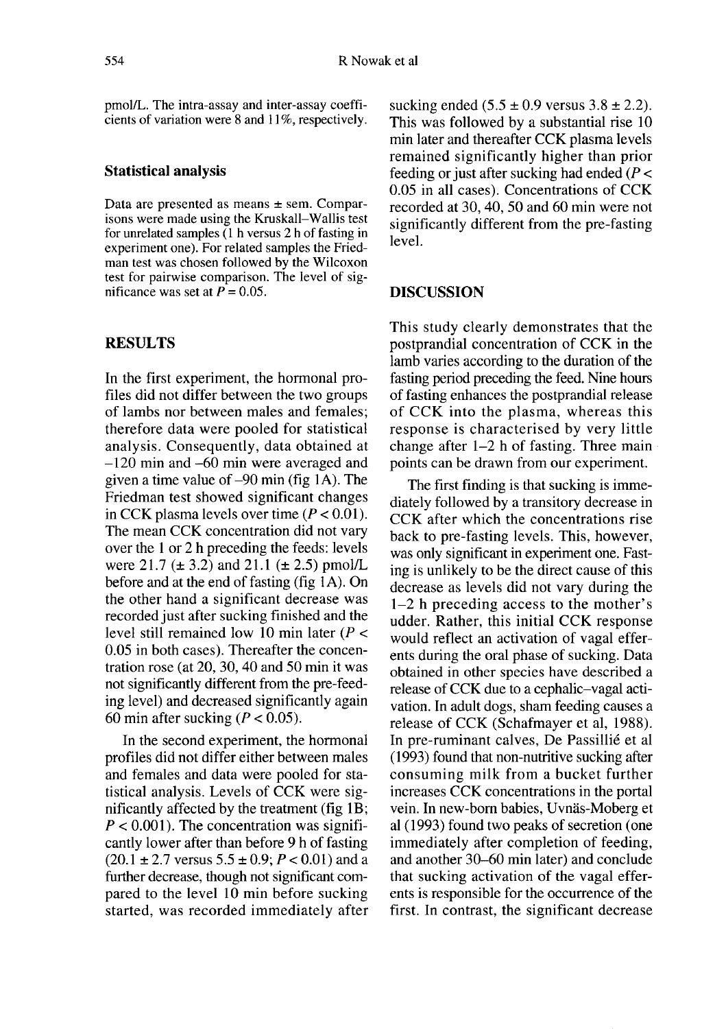pmol/L. The intra-assay and inter-assay coefficients of variation were 8 and 11%, respectively.

### Statistical analysis

Data are presented as means ± sem. Comparisons were made using the Kruskall–Wallis test for unrelated samples (1 h versus 2 h of fasting in experiment one). For related samples the Friedman test was chosen followed by the Wilcoxon test for pairwise comparison. The level of significance was set at $P = 0.05$.

## RESULTS

In the first experiment, the hormonal profiles did not differ between the two groups of lambs nor between males and females; therefore data were pooled for statistical analysis. Consequently, data obtained at –120 min and –60 min were averaged and given a time value of –90 min (fig 1A). The Friedman test showed significant changes in CCK plasma levels over time ($P < 0.01$). The mean CCK concentration did not vary over the 1 or 2 h preceding the feeds: levels were 21.7 (± 3.2) and 21.1 (± 2.5) pmol/L before and at the end of fasting (fig 1A). On the other hand a significant decrease was recorded just after sucking finished and the level still remained low 10 min later ($P < 0.05$ in both cases). Thereafter the concentration rose (at 20, 30, 40 and 50 min it was not significantly different from the pre-feeding level) and decreased significantly again 60 min after sucking ($P < 0.05$).

In the second experiment, the hormonal profiles did not differ either between males and females and data were pooled for statistical analysis. Levels of CCK were significantly affected by the treatment (fig 1B; $P < 0.001$). The concentration was significantly lower after than before 9 h of fasting (20.1 ± 2.7 versus 5.5 ± 0.9; $P < 0.01$) and a further decrease, though not significant compared to the level 10 min before sucking started, was recorded immediately after sucking ended (5.5 ± 0.9 versus 3.8 ± 2.2). This was followed by a substantial rise 10 min later and thereafter CCK plasma levels remained significantly higher than prior feeding or just after sucking had ended ($P < 0.05$ in all cases). Concentrations of CCK recorded at 30, 40, 50 and 60 min were not significantly different from the pre-fasting level.

## DISCUSSION

This study clearly demonstrates that the postprandial concentration of CCK in the lamb varies according to the duration of the fasting period preceding the feed. Nine hours of fasting enhances the postprandial release of CCK into the plasma, whereas this response is characterised by very little change after 1–2 h of fasting. Three main points can be drawn from our experiment.

The first finding is that sucking is immediately followed by a transitory decrease in CCK after which the concentrations rise back to pre-fasting levels. This, however, was only significant in experiment one. Fasting is unlikely to be the direct cause of this decrease as levels did not vary during the 1–2 h preceding access to the mother's udder. Rather, this initial CCK response would reflect an activation of vagal efferents during the oral phase of sucking. Data obtained in other species have described a release of CCK due to a cephalic–vagal activation. In adult dogs, sham feeding causes a release of CCK (Schafmayer et al, 1988). In pre-ruminant calves, De Passillié et al (1993) found that non-nutritive sucking after consuming milk from a bucket further increases CCK concentrations in the portal vein. In new-born babies, Uvnäs-Moberg et al (1993) found two peaks of secretion (one immediately after completion of feeding, and another 30–60 min later) and conclude that sucking activation of the vagal efferents is responsible for the occurrence of the first. In contrast, the significant decrease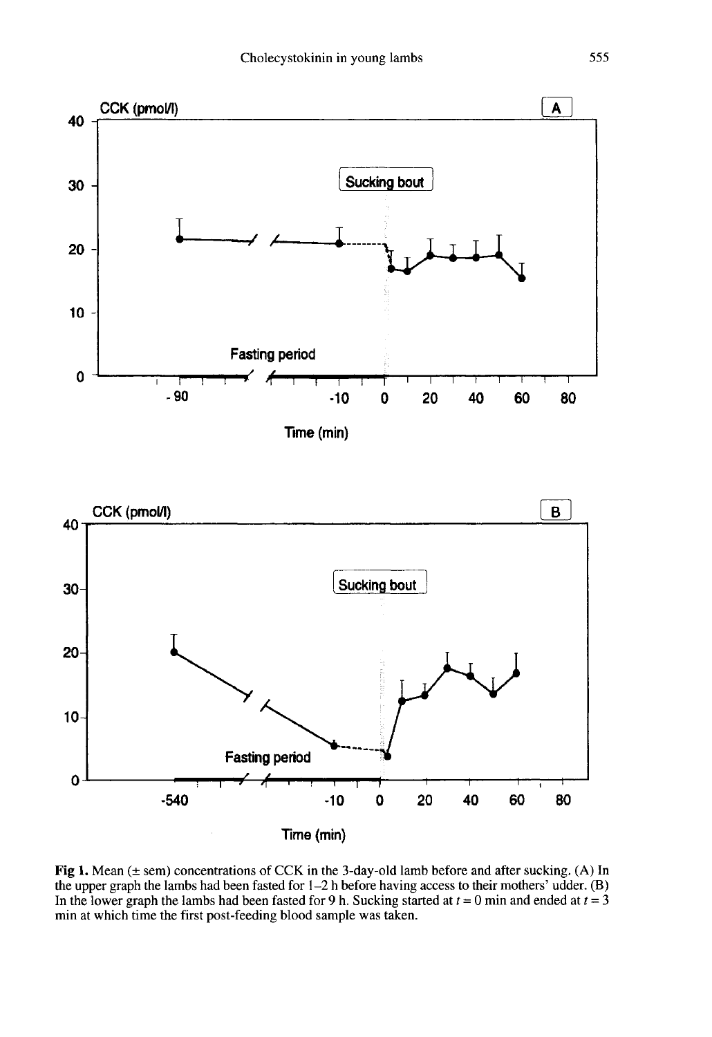**Fig 1.** Mean (± sem) concentrations of CCK in the 3-day-old lamb before and after sucking. (A) In the upper graph the lambs had been fasted for 1–2 h before having access to their mothers' udder. (B) In the lower graph the lambs had been fasted for 9 h. Sucking started at $t = 0$ min and ended at $t = 3$ min at which time the first post-feeding blood sample was taken.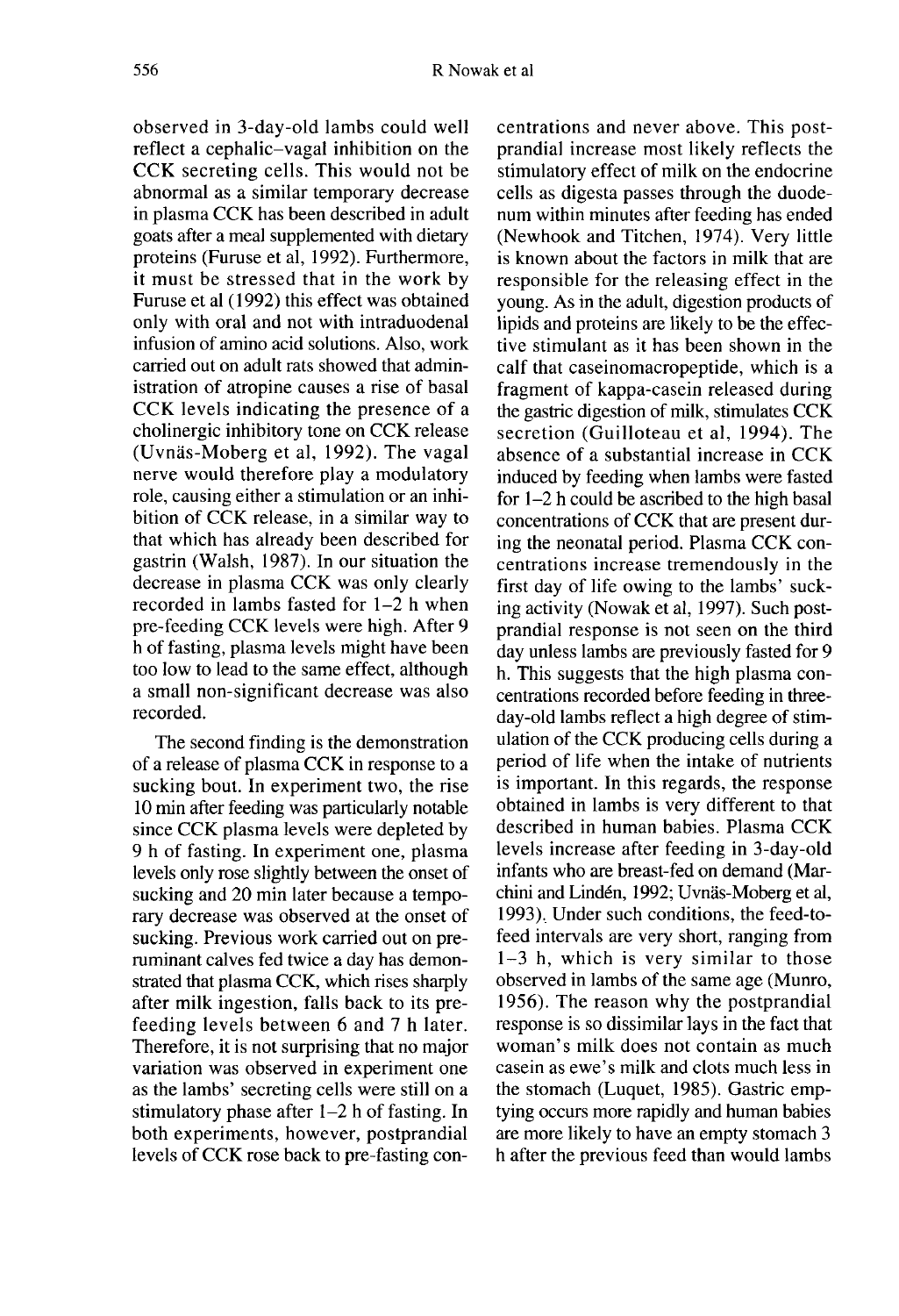observed in 3-day-old lambs could well reflect a cephalic–vagal inhibition on the CCK secreting cells. This would not be abnormal as a similar temporary decrease in plasma CCK has been described in adult goats after a meal supplemented with dietary proteins (Furuse et al, 1992). Furthermore, it must be stressed that in the work by Furuse et al (1992) this effect was obtained only with oral and not with intraduodenal infusion of amino acid solutions. Also, work carried out on adult rats showed that administration of atropine causes a rise of basal CCK levels indicating the presence of a cholinergic inhibitory tone on CCK release (Uvnäs-Moberg et al, 1992). The vagal nerve would therefore play a modulatory role, causing either a stimulation or an inhibition of CCK release, in a similar way to that which has already been described for gastrin (Walsh, 1987). In our situation the decrease in plasma CCK was only clearly recorded in lambs fasted for 1–2 h when pre-feeding CCK levels were high. After 9 h of fasting, plasma levels might have been too low to lead to the same effect, although a small non-significant decrease was also recorded.

The second finding is the demonstration of a release of plasma CCK in response to a sucking bout. In experiment two, the rise 10 min after feeding was particularly notable since CCK plasma levels were depleted by 9 h of fasting. In experiment one, plasma levels only rose slightly between the onset of sucking and 20 min later because a temporary decrease was observed at the onset of sucking. Previous work carried out on preruminant calves fed twice a day has demonstrated that plasma CCK, which rises sharply after milk ingestion, falls back to its prefeeding levels between 6 and 7 h later. Therefore, it is not surprising that no major variation was observed in experiment one as the lambs' secreting cells were still on a stimulatory phase after 1–2 h of fasting. In both experiments, however, postprandial levels of CCK rose back to pre-fasting concentrations and never above. This postprandial increase most likely reflects the stimulatory effect of milk on the endocrine cells as digesta passes through the duodenum within minutes after feeding has ended (Newhook and Titchen, 1974). Very little is known about the factors in milk that are responsible for the releasing effect in the young. As in the adult, digestion products of lipids and proteins are likely to be the effective stimulant as it has been shown in the calf that caseinomacropeptide, which is a fragment of kappa-casein released during the gastric digestion of milk, stimulates CCK secretion (Guilloteau et al, 1994). The absence of a substantial increase in CCK induced by feeding when lambs were fasted for 1–2 h could be ascribed to the high basal concentrations of CCK that are present during the neonatal period. Plasma CCK concentrations increase tremendously in the first day of life owing to the lambs' sucking activity (Nowak et al, 1997). Such postprandial response is not seen on the third day unless lambs are previously fasted for 9 h. This suggests that the high plasma concentrations recorded before feeding in three-day-old lambs reflect a high degree of stimulation of the CCK producing cells during a period of life when the intake of nutrients is important. In this regards, the response obtained in lambs is very different to that described in human babies. Plasma CCK levels increase after feeding in 3-day-old infants who are breast-fed on demand (Marchini and Lindén, 1992; Uvnäs-Moberg et al, 1993). Under such conditions, the feed-to-feed intervals are very short, ranging from 1–3 h, which is very similar to those observed in lambs of the same age (Munro, 1956). The reason why the postprandial response is so dissimilar lays in the fact that woman's milk does not contain as much casein as ewe's milk and clots much less in the stomach (Luquet, 1985). Gastric emptying occurs more rapidly and human babies are more likely to have an empty stomach 3 h after the previous feed than would lambs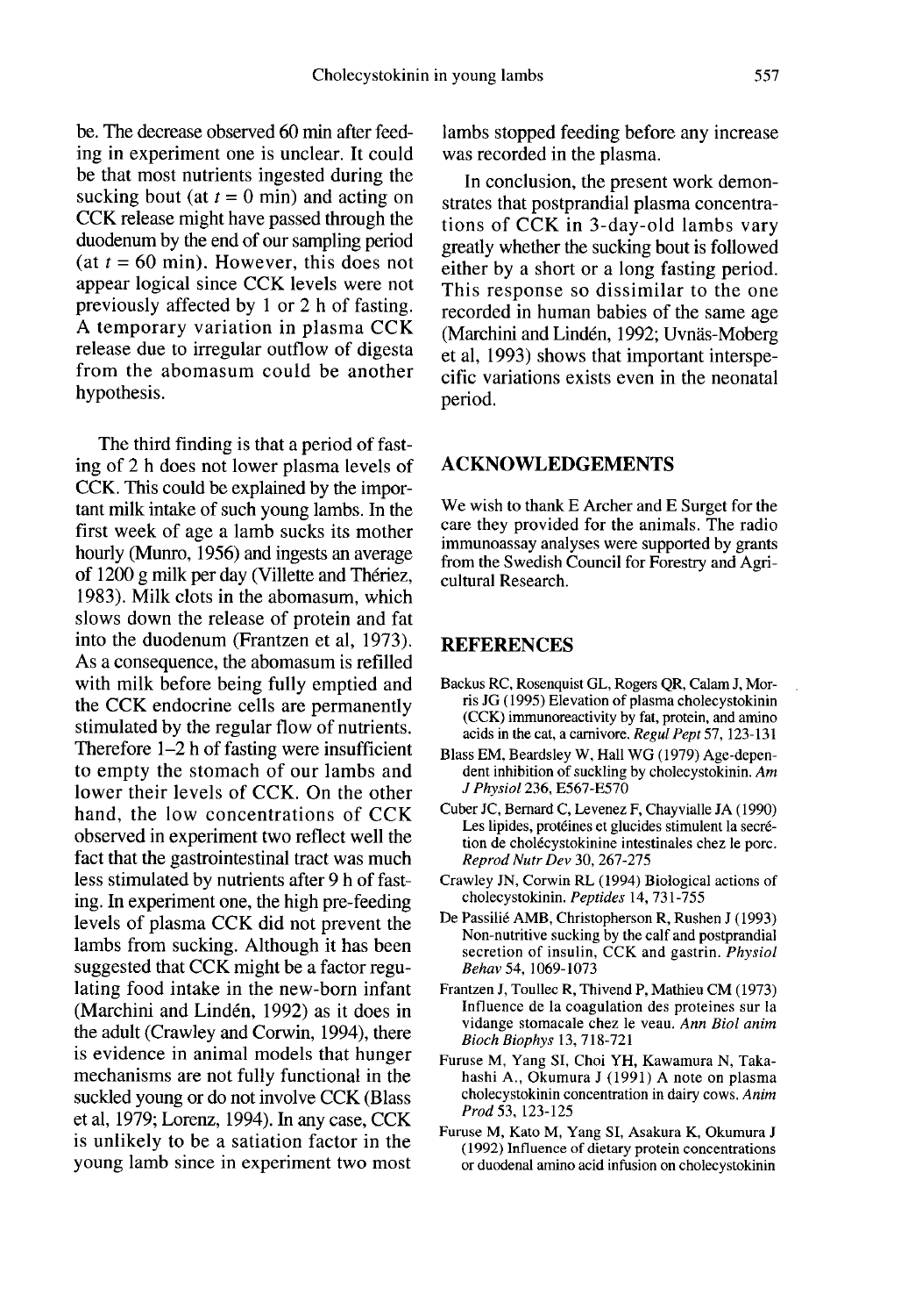be. The decrease observed 60 min after feeding in experiment one is unclear. It could be that most nutrients ingested during the sucking bout (at $t = 0$ min) and acting on CCK release might have passed through the duodenum by the end of our sampling period (at $t = 60$ min). However, this does not appear logical since CCK levels were not previously affected by 1 or 2 h of fasting. A temporary variation in plasma CCK release due to irregular outflow of digesta from the abomasum could be another hypothesis.

The third finding is that a period of fasting of 2 h does not lower plasma levels of CCK. This could be explained by the important milk intake of such young lambs. In the first week of age a lamb sucks its mother hourly (Munro, 1956) and ingests an average of 1200 g milk per day (Villette and Thériez, 1983). Milk clots in the abomasum, which slows down the release of protein and fat into the duodenum (Frantzen et al, 1973). As a consequence, the abomasum is refilled with milk before being fully emptied and the CCK endocrine cells are permanently stimulated by the regular flow of nutrients. Therefore 1–2 h of fasting were insufficient to empty the stomach of our lambs and lower their levels of CCK. On the other hand, the low concentrations of CCK observed in experiment two reflect well the fact that the gastrointestinal tract was much less stimulated by nutrients after 9 h of fasting. In experiment one, the high pre-feeding levels of plasma CCK did not prevent the lambs from sucking. Although it has been suggested that CCK might be a factor regulating food intake in the new-born infant (Marchini and Lindén, 1992) as it does in the adult (Crawley and Corwin, 1994), there is evidence in animal models that hunger mechanisms are not fully functional in the suckled young or do not involve CCK (Blass et al, 1979; Lorenz, 1994). In any case, CCK is unlikely to be a satiation factor in the young lamb since in experiment two most lambs stopped feeding before any increase was recorded in the plasma.

In conclusion, the present work demonstrates that postprandial plasma concentrations of CCK in 3-day-old lambs vary greatly whether the sucking bout is followed either by a short or a long fasting period. This response so dissimilar to the one recorded in human babies of the same age (Marchini and Lindén, 1992; Uvnäs-Moberg et al, 1993) shows that important interspecific variations exists even in the neonatal period.

## ACKNOWLEDGEMENTS

We wish to thank E Archer and E Surget for the care they provided for the animals. The radio immunoassay analyses were supported by grants from the Swedish Council for Forestry and Agricultural Research.

## REFERENCES

Backus RC, Rosenquist GL, Rogers QR, Calam J, Morris JG (1995) Elevation of plasma cholecystokinin (CCK) immunoreactivity by fat, protein, and amino acids in the cat, a carnivore. *Regul Pept* 57, 123-131

Blass EM, Beardsley W, Hall WG (1979) Age-dependent inhibition of suckling by cholecystokinin. *Am J Physiol* 236, E567-E570

Cuber JC, Bernard C, Levenez F, Chayvialle JA (1990) Les lipides, protéines et glucides stimulent la sécrétion de cholécystokinine intestinales chez le porc. *Reprod Nutr Dev* 30, 267-275

Crawley JN, Corwin RL (1994) Biological actions of cholecystokinin. *Peptides* 14, 731-755

De Passilié AMB, Christopherson R, Rushen J (1993) Non-nutritive sucking by the calf and postprandial secretion of insulin, CCK and gastrin. *Physiol Behav* 54, 1069-1073

Frantzen J, Toullec R, Thivend P, Mathieu CM (1973) Influence de la coagulation des proteines sur la vidange stomacale chez le veau. *Ann Biol anim Bioch Biophys* 13, 718-721

Furuse M, Yang SI, Choi YH, Kawamura N, Takahashi A., Okumura J (1991) A note on plasma cholecystokinin concentration in dairy cows. *Anim Prod* 53, 123-125

Furuse M, Kato M, Yang SI, Asakura K, Okumura J (1992) Influence of dietary protein concentrations or duodenal amino acid infusion on cholecystokinin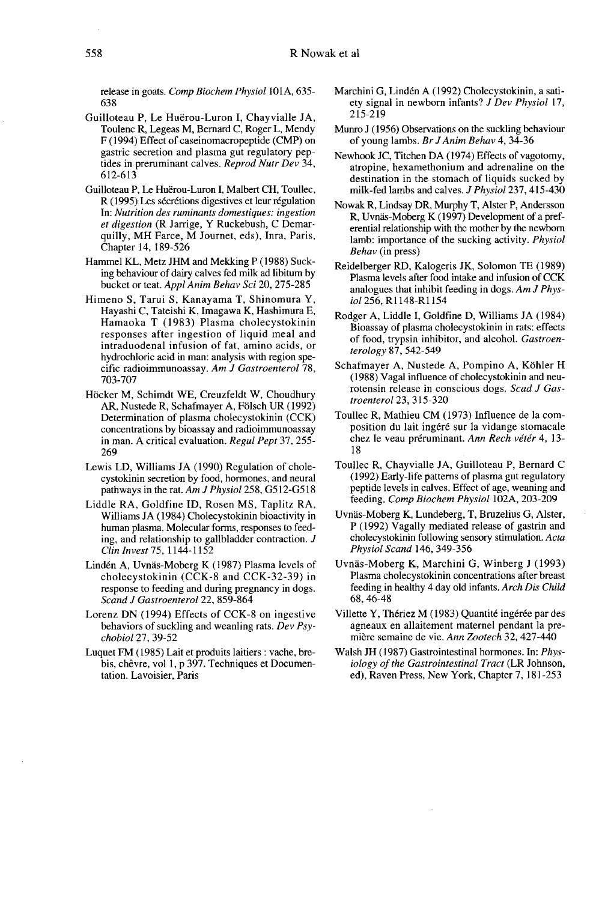release in goats. *Comp Biochem Physiol* 101A, 635-638

Guilloteau P, Le Huërou-Luron I, Chayvialle JA, Toulenc R, Legeas M, Bernard C, Roger L, Mendy F (1994) Effect of caseinomacropeptide (CMP) on gastric secretion and plasma gut regulatory peptides in preruminant calves. *Reprod Nutr Dev* 34, 612-613

Guilloteau P, Le Huërou-Luron I, Malbert CH, Toullec, R (1995) Les sécrétions digestives et leur régulation In: *Nutrition des ruminants domestiques: ingestion et digestion* (R Jarrige, Y Ruckebush, C Demarquilly, MH Farce, M Journet, eds), Inra, Paris, Chapter 14, 189-526

Hammel KL, Metz JHM and Mekking P (1988) Sucking behaviour of dairy calves fed milk ad libitum by bucket or teat. *Appl Anim Behav Sci* 20, 275-285

Himeno S, Tarui S, Kanayama T, Shinomura Y, Hayashi C, Tateishi K, Imagawa K, Hashimura E, Hamaoka T (1983) Plasma cholecystokinin responses after ingestion of liquid meal and intraduodenal infusion of fat, amino acids, or hydrochloric acid in man: analysis with region specific radioimmunoassay. *Am J Gastroenterol* 78, 703-707

Höcker M, Schimdt WE, Creuzfeldt W, Choudhury AR, Nustede R, Schafmayer A, Fölsch UR (1992) Determination of plasma cholecystokinin (CCK) concentrations by bioassay and radioimmunoassay in man. A critical evaluation. *Regul Pept* 37, 255-269

Lewis LD, Williams JA (1990) Regulation of cholecystokinin secretion by food, hormones, and neural pathways in the rat. *Am J Physiol* 258, G512-G518

Liddle RA, Goldfine ID, Rosen MS, Taplitz RA, Williams JA (1984) Cholecystokinin bioactivity in human plasma. Molecular forms, responses to feeding, and relationship to gallbladder contraction. *J Clin Invest* 75, 1144-1152

Lindén A, Uvnäs-Moberg K (1987) Plasma levels of cholecystokinin (CCK-8 and CCK-32-39) in response to feeding and during pregnancy in dogs. *Scand J Gastroenterol* 22, 859-864

Lorenz DN (1994) Effects of CCK-8 on ingestive behaviors of suckling and weanling rats. *Dev Psychobiol* 27, 39-52

Luquet FM (1985) Lait et produits laitiers : vache, brebis, chêvre, vol 1, p 397. Techniques et Documentation. Lavoisier, Paris

Marchini G, Lindén A (1992) Cholecystokinin, a satiety signal in newborn infants? *J Dev Physiol* 17, 215-219

Munro J (1956) Observations on the suckling behaviour of young lambs. *Br J Anim Behav* 4, 34-36

Newhook JC, Titchen DA (1974) Effects of vagotomy, atropine, hexamethonium and adrenaline on the destination in the stomach of liquids sucked by milk-fed lambs and calves. *J Physiol* 237, 415-430

Nowak R, Lindsay DR, Murphy T, Alster P, Andersson R, Uvnäs-Moberg K (1997) Development of a preferential relationship with the mother by the newborn lamb: importance of the sucking activity. *Physiol Behav* (in press)

Reidelberger RD, Kalogeris JK, Solomon TE (1989) Plasma levels after food intake and infusion of CCK analogues that inhibit feeding in dogs. *Am J Physiol* 256, R1148-R1154

Rodger A, Liddle I, Goldfine D, Williams JA (1984) Bioassay of plasma cholecystokinin in rats: effects of food, trypsin inhibitor, and alcohol. *Gastroenterology* 87, 542-549

Schafmayer A, Nustede A, Pompino A, Köhler H (1988) Vagal influence of cholecystokinin and neurotensin release in conscious dogs. *Scad J Gastroenterol* 23, 315-320

Toullec R, Mathieu CM (1973) Influence de la composition du lait ingéré sur la vidange stomacale chez le veau préruminant. *Ann Rech vétér* 4, 13-18

Toullec R, Chayvialle JA, Guilloteau P, Bernard C (1992) Early-life patterns of plasma gut regulatory peptide levels in calves. Effect of age, weaning and feeding. *Comp Biochem Physiol* 102A, 203-209

Uvnäs-Moberg K, Lundeberg, T, Bruzelius G, Alster, P (1992) Vagally mediated release of gastrin and cholecystokinin following sensory stimulation. *Acta Physiol Scand* 146, 349-356

Uvnäs-Moberg K, Marchini G, Winberg J (1993) Plasma cholecystokinin concentrations after breast feeding in healthy 4 day old infants. *Arch Dis Child* 68, 46-48

Villette Y, Thériez M (1983) Quantité ingérée par des agneaux en allaitement maternel pendant la première semaine de vie. *Ann Zootech* 32, 427-440

Walsh JH (1987) Gastrointestinal hormones. In: *Physiology of the Gastrointestinal Tract* (LR Johnson, ed), Raven Press, New York, Chapter 7, 181-253